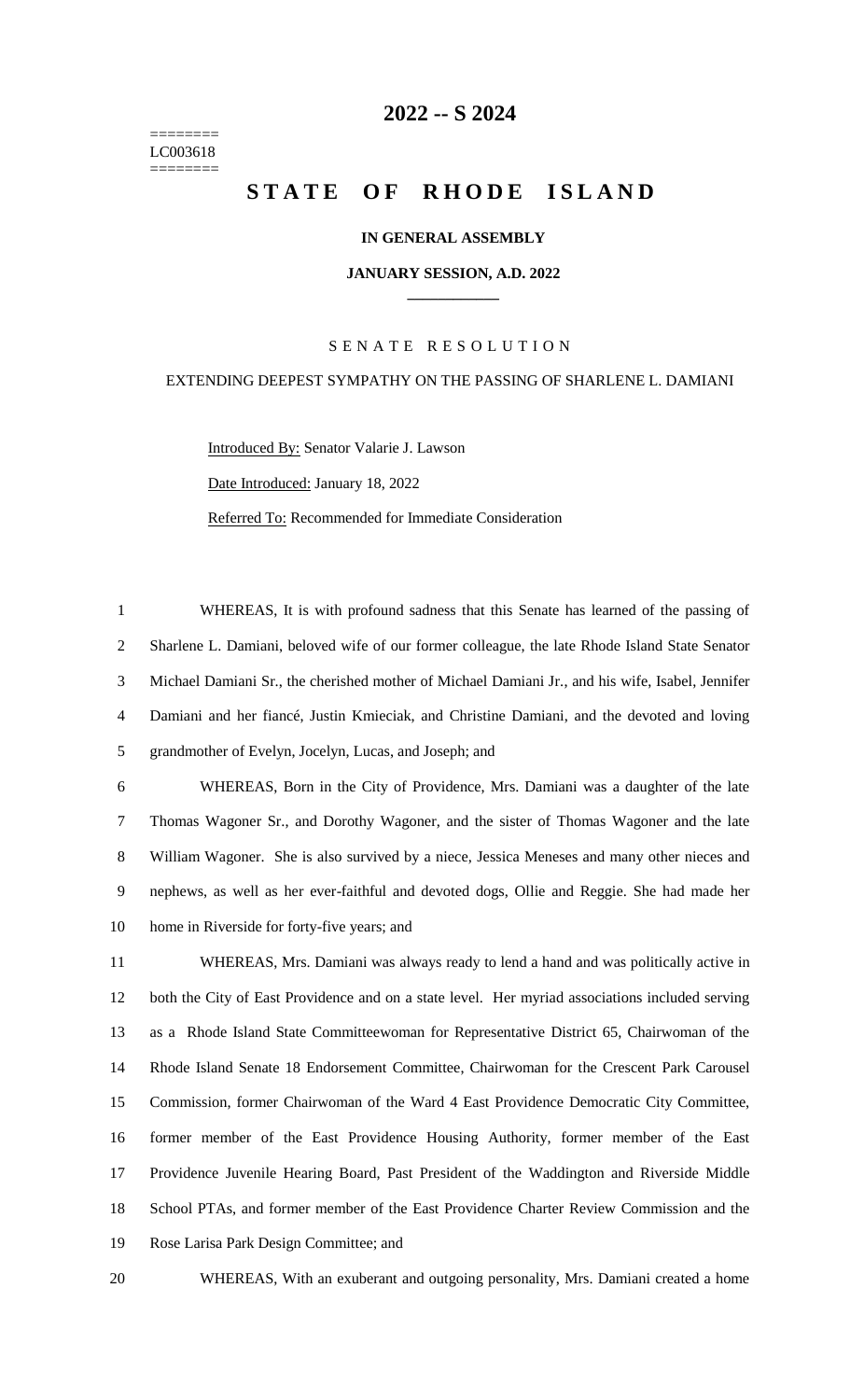# 2022 -- S 2024

========
LC003618
========

# STATE OF RHODE ISLAND

**IN GENERAL ASSEMBLY**

**JANUARY SESSION, A.D. 2022**

____________

SENATE RESOLUTION

EXTENDING DEEPEST SYMPATHY ON THE PASSING OF SHARLENE L. DAMIANI

Introduced By: Senator Valarie J. Lawson

Date Introduced: January 18, 2022

Referred To: Recommended for Immediate Consideration

1 WHEREAS, It is with profound sadness that this Senate has learned of the passing of
2 Sharlene L. Damiani, beloved wife of our former colleague, the late Rhode Island State Senator
3 Michael Damiani Sr., the cherished mother of Michael Damiani Jr., and his wife, Isabel, Jennifer
4 Damiani and her fiancé, Justin Kmieciak, and Christine Damiani, and the devoted and loving
5 grandmother of Evelyn, Jocelyn, Lucas, and Joseph; and

6 WHEREAS, Born in the City of Providence, Mrs. Damiani was a daughter of the late
7 Thomas Wagoner Sr., and Dorothy Wagoner, and the sister of Thomas Wagoner and the late
8 William Wagoner. She is also survived by a niece, Jessica Meneses and many other nieces and
9 nephews, as well as her ever-faithful and devoted dogs, Ollie and Reggie. She had made her
10 home in Riverside for forty-five years; and

11 WHEREAS, Mrs. Damiani was always ready to lend a hand and was politically active in
12 both the City of East Providence and on a state level. Her myriad associations included serving
13 as a Rhode Island State Committeewoman for Representative District 65, Chairwoman of the
14 Rhode Island Senate 18 Endorsement Committee, Chairwoman for the Crescent Park Carousel
15 Commission, former Chairwoman of the Ward 4 East Providence Democratic City Committee,
16 former member of the East Providence Housing Authority, former member of the East
17 Providence Juvenile Hearing Board, Past President of the Waddington and Riverside Middle
18 School PTAs, and former member of the East Providence Charter Review Commission and the
19 Rose Larisa Park Design Committee; and

20 WHEREAS, With an exuberant and outgoing personality, Mrs. Damiani created a home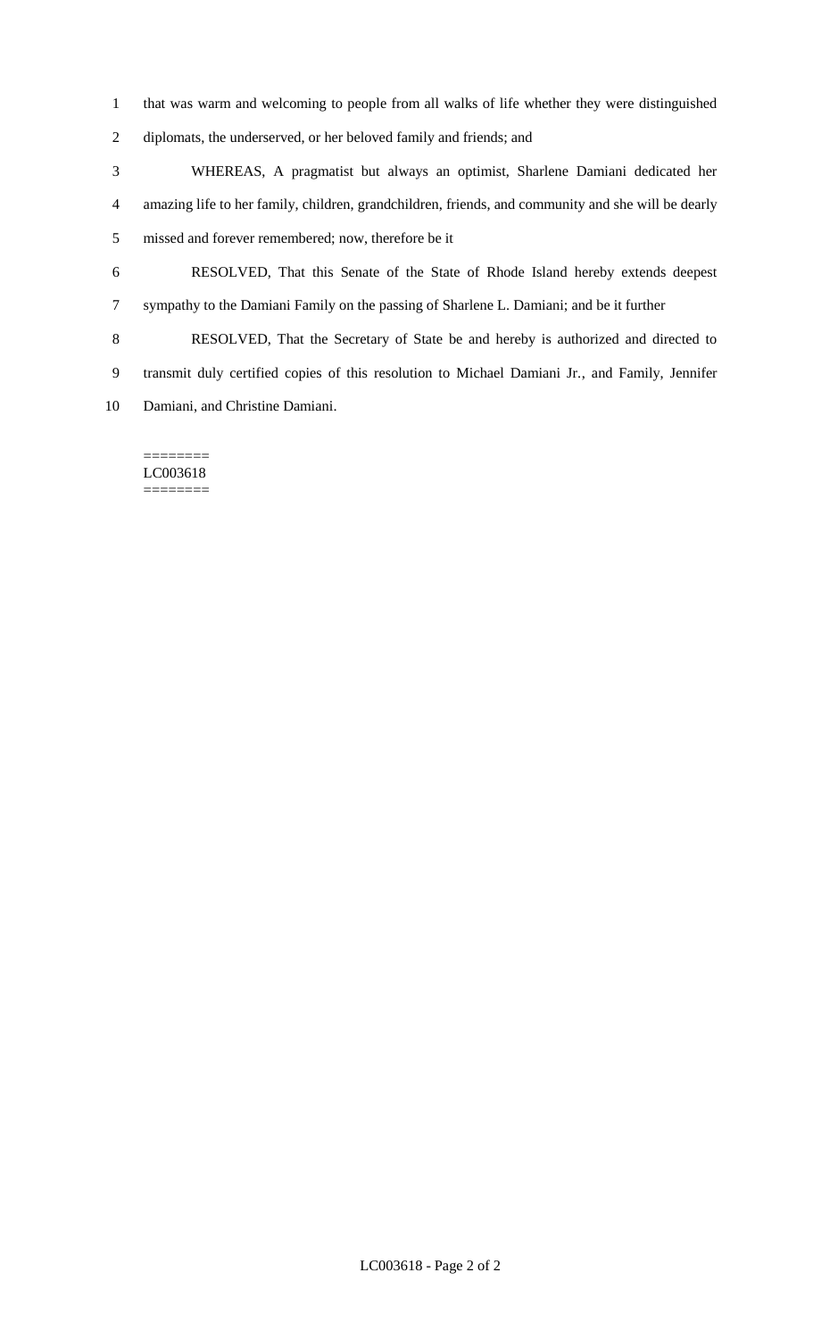that was warm and welcoming to people from all walks of life whether they were distinguished diplomats, the underserved, or her beloved family and friends; and

WHEREAS, A pragmatist but always an optimist, Sharlene Damiani dedicated her amazing life to her family, children, grandchildren, friends, and community and she will be dearly missed and forever remembered; now, therefore be it

RESOLVED, That this Senate of the State of Rhode Island hereby extends deepest sympathy to the Damiani Family on the passing of Sharlene L. Damiani; and be it further

RESOLVED, That the Secretary of State be and hereby is authorized and directed to transmit duly certified copies of this resolution to Michael Damiani Jr., and Family, Jennifer Damiani, and Christine Damiani.

========
LC003618
========